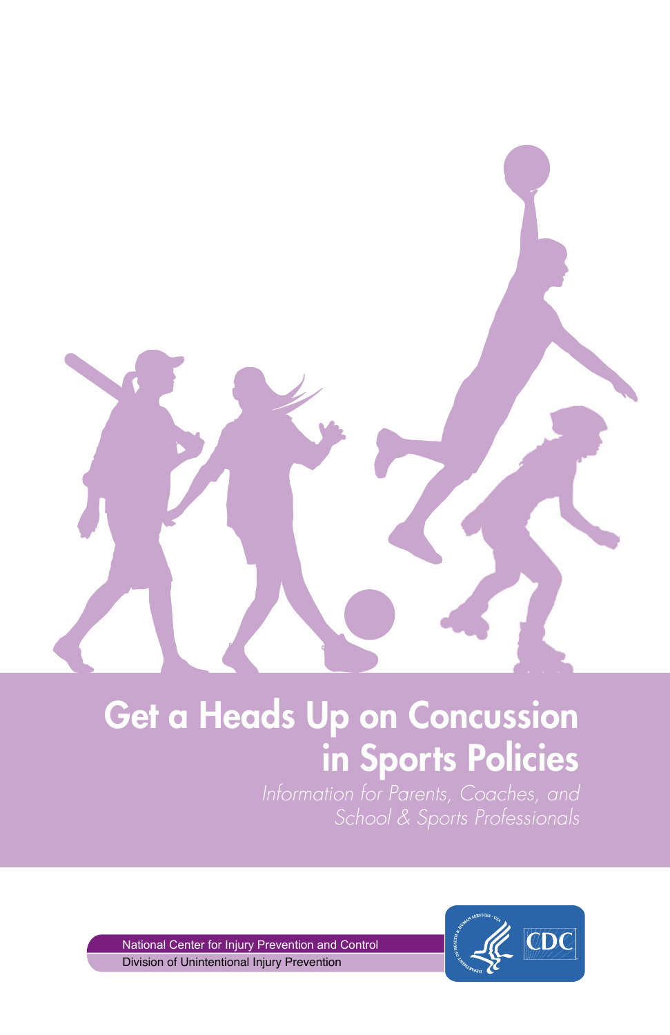# Get a Heads Up on Concussion in Sports Policies

*Information for Parents, Coaches, and School & Sports Professionals*

National Center for Injury Prevention and Control

Division of Unintentional Injury Prevention

CDC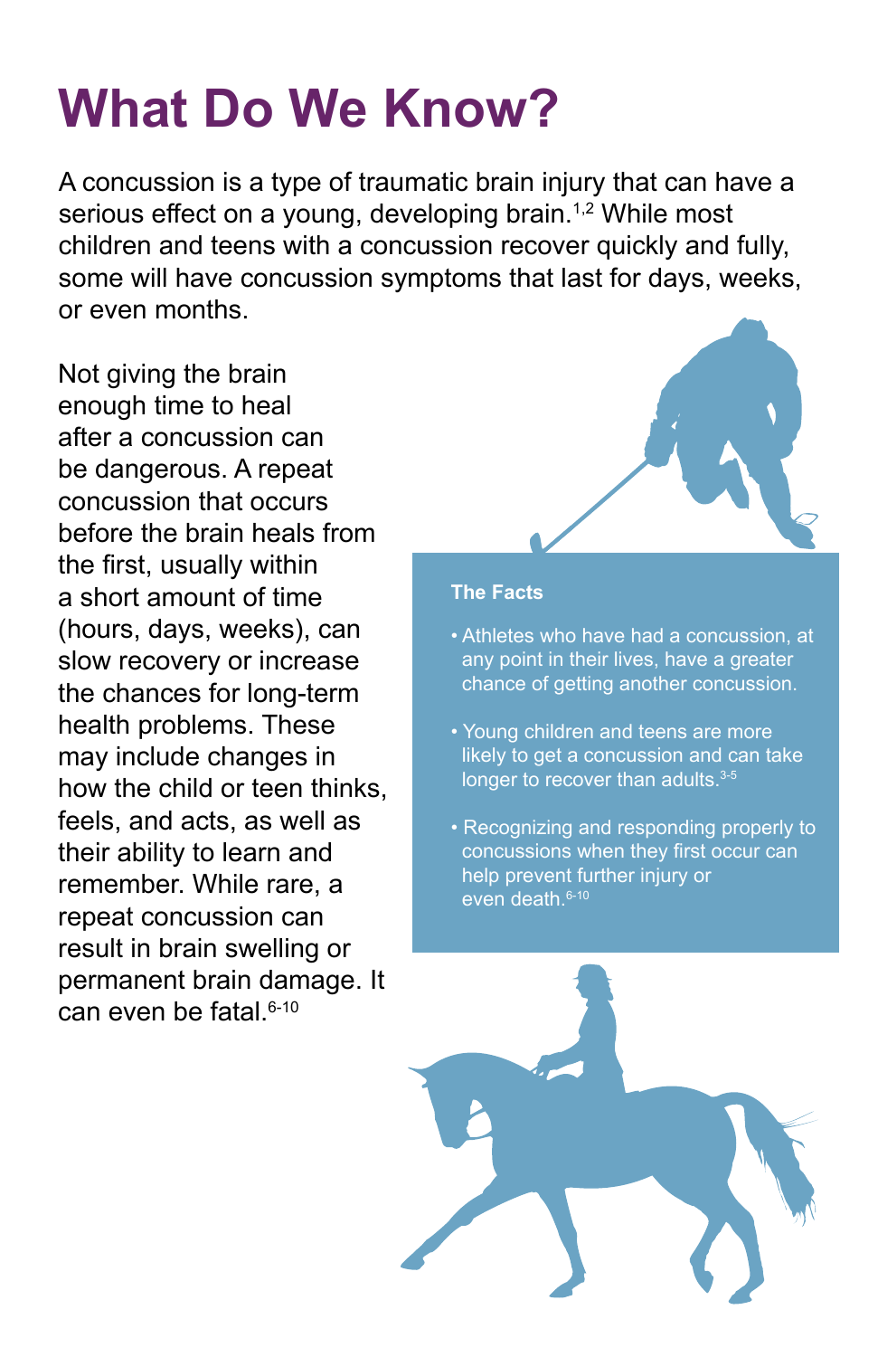# What Do We Know?

A concussion is a type of traumatic brain injury that can have a serious effect on a young, developing brain.[1,2] While most children and teens with a concussion recover quickly and fully, some will have concussion symptoms that last for days, weeks, or even months.

Not giving the brain enough time to heal after a concussion can be dangerous. A repeat concussion that occurs before the brain heals from the first, usually within a short amount of time (hours, days, weeks), can slow recovery or increase the chances for long-term health problems. These may include changes in how the child or teen thinks, feels, and acts, as well as their ability to learn and remember. While rare, a repeat concussion can result in brain swelling or permanent brain damage. It can even be fatal.[6-10]

**The Facts**

- Athletes who have had a concussion, at any point in their lives, have a greater chance of getting another concussion.
- Young children and teens are more likely to get a concussion and can take longer to recover than adults.[3-5]
- Recognizing and responding properly to concussions when they first occur can help prevent further injury or even death.[6-10]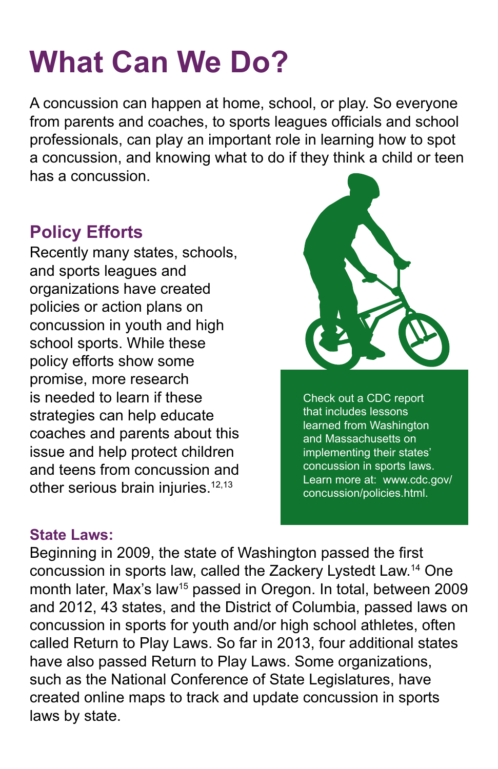# What Can We Do?

A concussion can happen at home, school, or play. So everyone from parents and coaches, to sports leagues officials and school professionals, can play an important role in learning how to spot a concussion, and knowing what to do if they think a child or teen has a concussion.

## Policy Efforts

Recently many states, schools, and sports leagues and organizations have created policies or action plans on concussion in youth and high school sports. While these policy efforts show some promise, more research is needed to learn if these strategies can help educate coaches and parents about this issue and help protect children and teens from concussion and other serious brain injuries.[12,13]

Check out a CDC report that includes lessons learned from Washington and Massachusetts on implementing their states' concussion in sports laws. Learn more at: www.cdc.gov/concussion/policies.html.

### State Laws:

Beginning in 2009, the state of Washington passed the first concussion in sports law, called the Zackery Lystedt Law.[14] One month later, Max's law[15] passed in Oregon. In total, between 2009 and 2012, 43 states, and the District of Columbia, passed laws on concussion in sports for youth and/or high school athletes, often called Return to Play Laws. So far in 2013, four additional states have also passed Return to Play Laws. Some organizations, such as the National Conference of State Legislatures, have created online maps to track and update concussion in sports laws by state.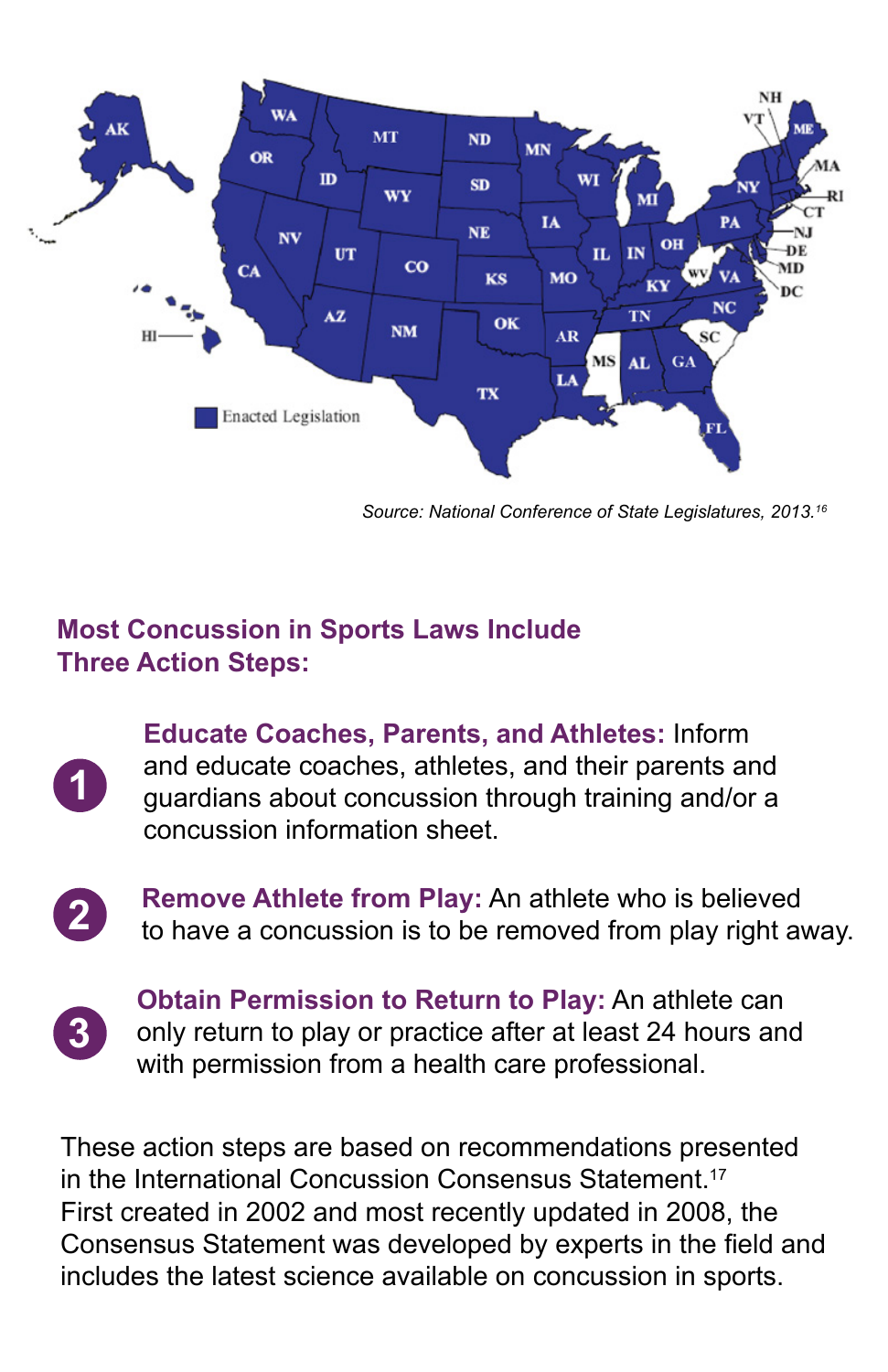Enacted Legislation

*Source: National Conference of State Legislatures, 2013.[16]*

## Most Concussion in Sports Laws Include Three Action Steps:

1. **Educate Coaches, Parents, and Athletes:** Inform and educate coaches, athletes, and their parents and guardians about concussion through training and/or a concussion information sheet.

2. **Remove Athlete from Play:** An athlete who is believed to have a concussion is to be removed from play right away.

3. **Obtain Permission to Return to Play:** An athlete can only return to play or practice after at least 24 hours and with permission from a health care professional.

These action steps are based on recommendations presented in the International Concussion Consensus Statement.[17] First created in 2002 and most recently updated in 2008, the Consensus Statement was developed by experts in the field and includes the latest science available on concussion in sports.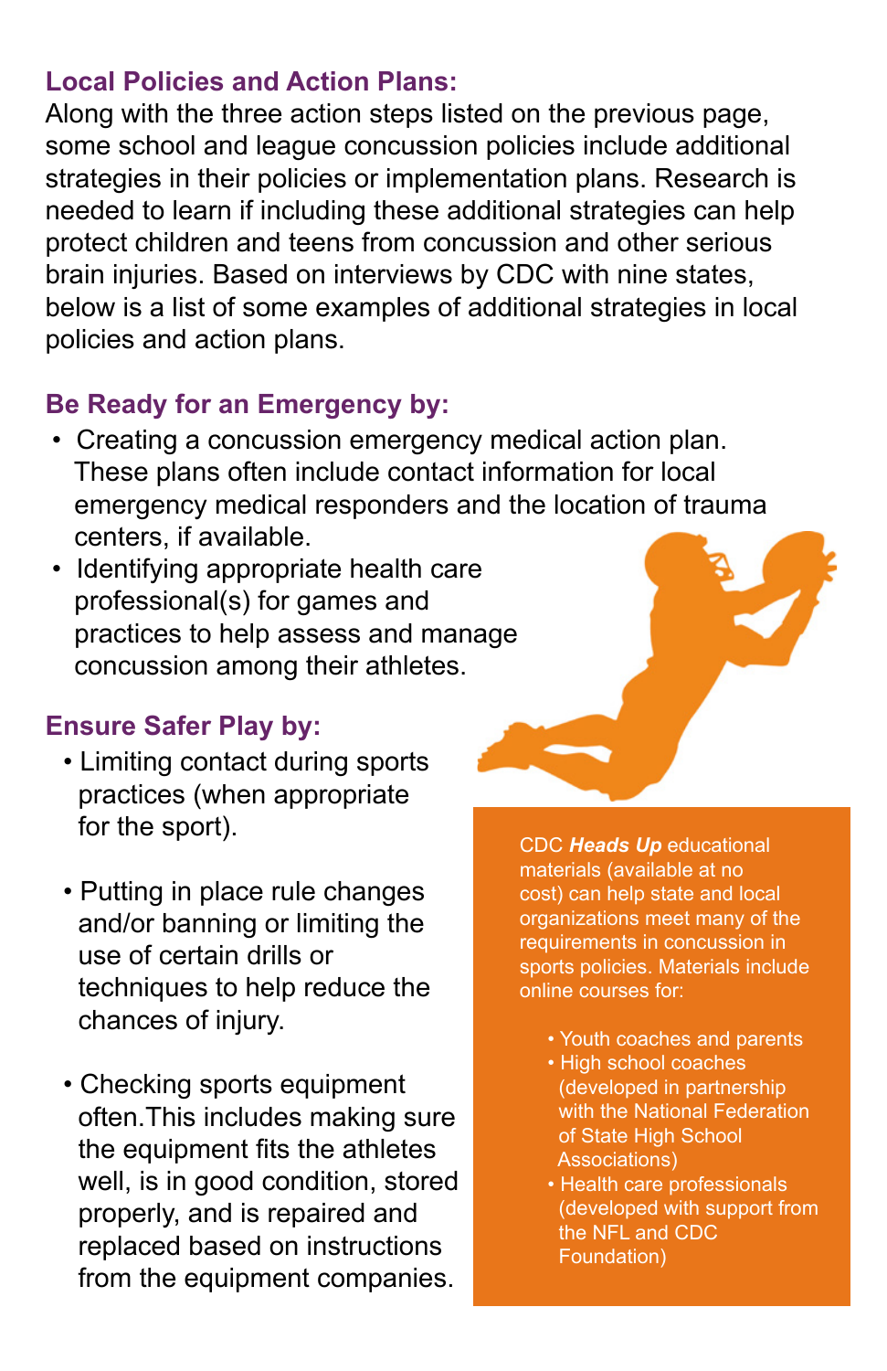## Local Policies and Action Plans:

Along with the three action steps listed on the previous page, some school and league concussion policies include additional strategies in their policies or implementation plans. Research is needed to learn if including these additional strategies can help protect children and teens from concussion and other serious brain injuries. Based on interviews by CDC with nine states, below is a list of some examples of additional strategies in local policies and action plans.

## Be Ready for an Emergency by:

- Creating a concussion emergency medical action plan. These plans often include contact information for local emergency medical responders and the location of trauma centers, if available.
- Identifying appropriate health care professional(s) for games and practices to help assess and manage concussion among their athletes.

## Ensure Safer Play by:

- Limiting contact during sports practices (when appropriate for the sport).
- Putting in place rule changes and/or banning or limiting the use of certain drills or techniques to help reduce the chances of injury.
- Checking sports equipment often. This includes making sure the equipment fits the athletes well, is in good condition, stored properly, and is repaired and replaced based on instructions from the equipment companies.

CDC ***Heads Up*** educational materials (available at no cost) can help state and local organizations meet many of the requirements in concussion in sports policies. Materials include online courses for:

- Youth coaches and parents
- High school coaches (developed in partnership with the National Federation of State High School Associations)
- Health care professionals (developed with support from the NFL and CDC Foundation)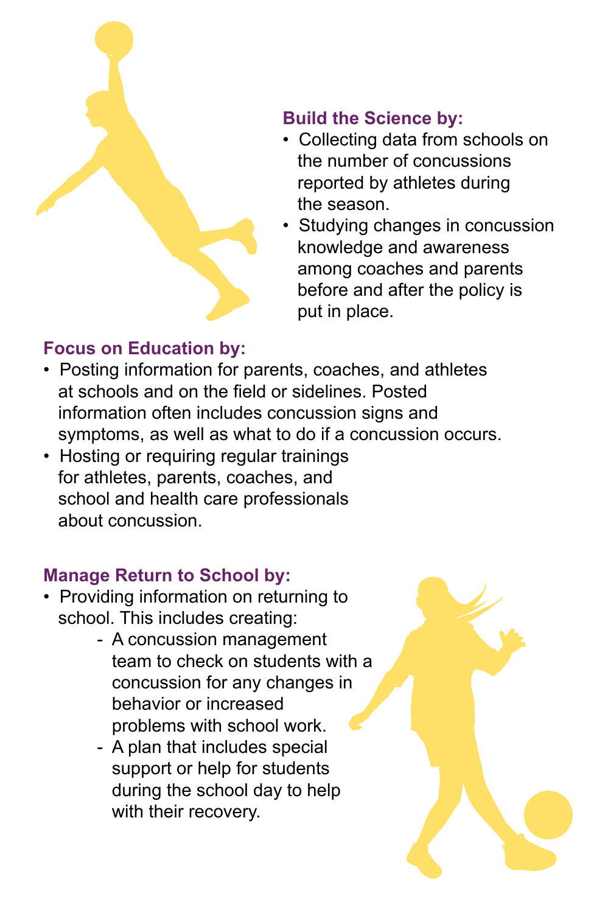**Build the Science by:**

- Collecting data from schools on the number of concussions reported by athletes during the season.
- Studying changes in concussion knowledge and awareness among coaches and parents before and after the policy is put in place.

**Focus on Education by:**

- Posting information for parents, coaches, and athletes at schools and on the field or sidelines. Posted information often includes concussion signs and symptoms, as well as what to do if a concussion occurs.
- Hosting or requiring regular trainings for athletes, parents, coaches, and school and health care professionals about concussion.

**Manage Return to School by:**

- Providing information on returning to school. This includes creating:
  - A concussion management team to check on students with a concussion for any changes in behavior or increased problems with school work.
  - A plan that includes special support or help for students during the school day to help with their recovery.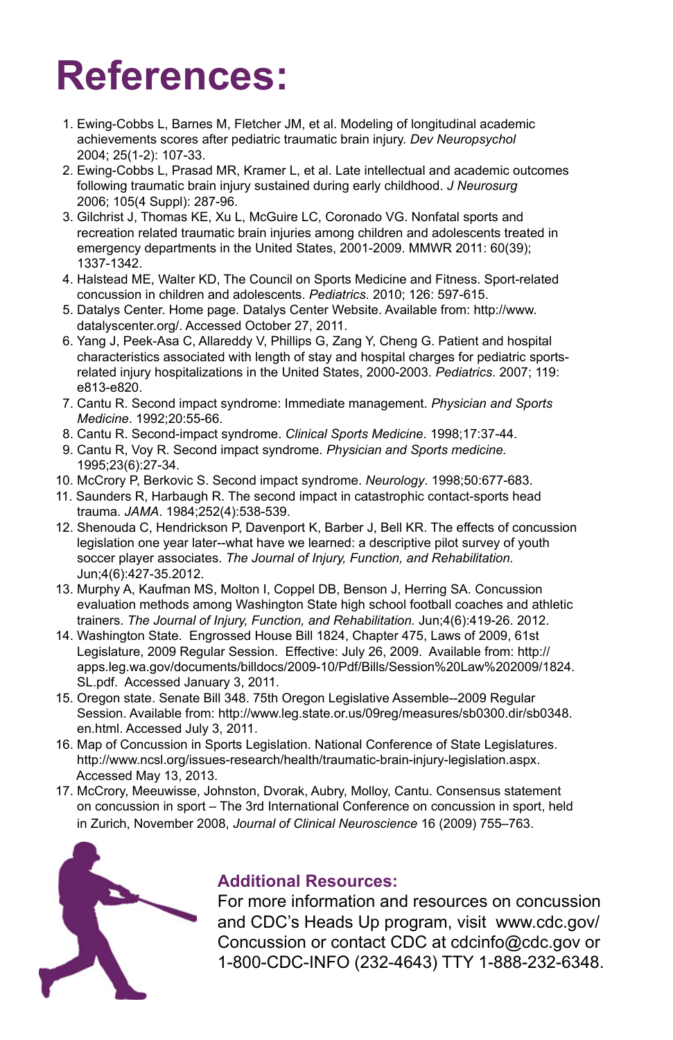# References:

1. Ewing-Cobbs L, Barnes M, Fletcher JM, et al. Modeling of longitudinal academic achievements scores after pediatric traumatic brain injury. *Dev Neuropsychol* 2004; 25(1-2): 107-33.
2. Ewing-Cobbs L, Prasad MR, Kramer L, et al. Late intellectual and academic outcomes following traumatic brain injury sustained during early childhood. *J Neurosurg* 2006; 105(4 Suppl): 287-96.
3. Gilchrist J, Thomas KE, Xu L, McGuire LC, Coronado VG. Nonfatal sports and recreation related traumatic brain injuries among children and adolescents treated in emergency departments in the United States, 2001-2009. MMWR 2011: 60(39); 1337-1342.
4. Halstead ME, Walter KD, The Council on Sports Medicine and Fitness. Sport-related concussion in children and adolescents. *Pediatrics*. 2010; 126: 597-615.
5. Datalys Center. Home page. Datalys Center Website. Available from: http://www.datalyscenter.org/. Accessed October 27, 2011.
6. Yang J, Peek-Asa C, Allareddy V, Phillips G, Zang Y, Cheng G. Patient and hospital characteristics associated with length of stay and hospital charges for pediatric sports-related injury hospitalizations in the United States, 2000-2003. *Pediatrics*. 2007; 119: e813-e820.
7. Cantu R. Second impact syndrome: Immediate management. *Physician and Sports Medicine*. 1992;20:55-66.
8. Cantu R. Second-impact syndrome. *Clinical Sports Medicine*. 1998;17:37-44.
9. Cantu R, Voy R. Second impact syndrome. *Physician and Sports medicine.* 1995;23(6):27-34.
10. McCrory P, Berkovic S. Second impact syndrome. *Neurology*. 1998;50:677-683.
11. Saunders R, Harbaugh R. The second impact in catastrophic contact-sports head trauma. *JAMA*. 1984;252(4):538-539.
12. Shenouda C, Hendrickson P, Davenport K, Barber J, Bell KR. The effects of concussion legislation one year later--what have we learned: a descriptive pilot survey of youth soccer player associates. *The Journal of Injury, Function, and Rehabilitation.* Jun;4(6):427-35.2012.
13. Murphy A, Kaufman MS, Molton I, Coppel DB, Benson J, Herring SA. Concussion evaluation methods among Washington State high school football coaches and athletic trainers. *The Journal of Injury, Function, and Rehabilitation.* Jun;4(6):419-26. 2012.
14. Washington State. Engrossed House Bill 1824, Chapter 475, Laws of 2009, 61st Legislature, 2009 Regular Session. Effective: July 26, 2009. Available from: http://apps.leg.wa.gov/documents/billdocs/2009-10/Pdf/Bills/Session%20Law%202009/1824.SL.pdf. Accessed January 3, 2011.
15. Oregon state. Senate Bill 348. 75th Oregon Legislative Assemble--2009 Regular Session. Available from: http://www.leg.state.or.us/09reg/measures/sb0300.dir/sb0348.en.html. Accessed July 3, 2011.
16. Map of Concussion in Sports Legislation. National Conference of State Legislatures. http://www.ncsl.org/issues-research/health/traumatic-brain-injury-legislation.aspx. Accessed May 13, 2013.
17. McCrory, Meeuwisse, Johnston, Dvorak, Aubry, Molloy, Cantu. Consensus statement on concussion in sport – The 3rd International Conference on concussion in sport, held in Zurich, November 2008, *Journal of Clinical Neuroscience* 16 (2009) 755–763.

### Additional Resources:

For more information and resources on concussion and CDC's Heads Up program, visit www.cdc.gov/Concussion or contact CDC at cdcinfo@cdc.gov or 1-800-CDC-INFO (232-4643) TTY 1-888-232-6348.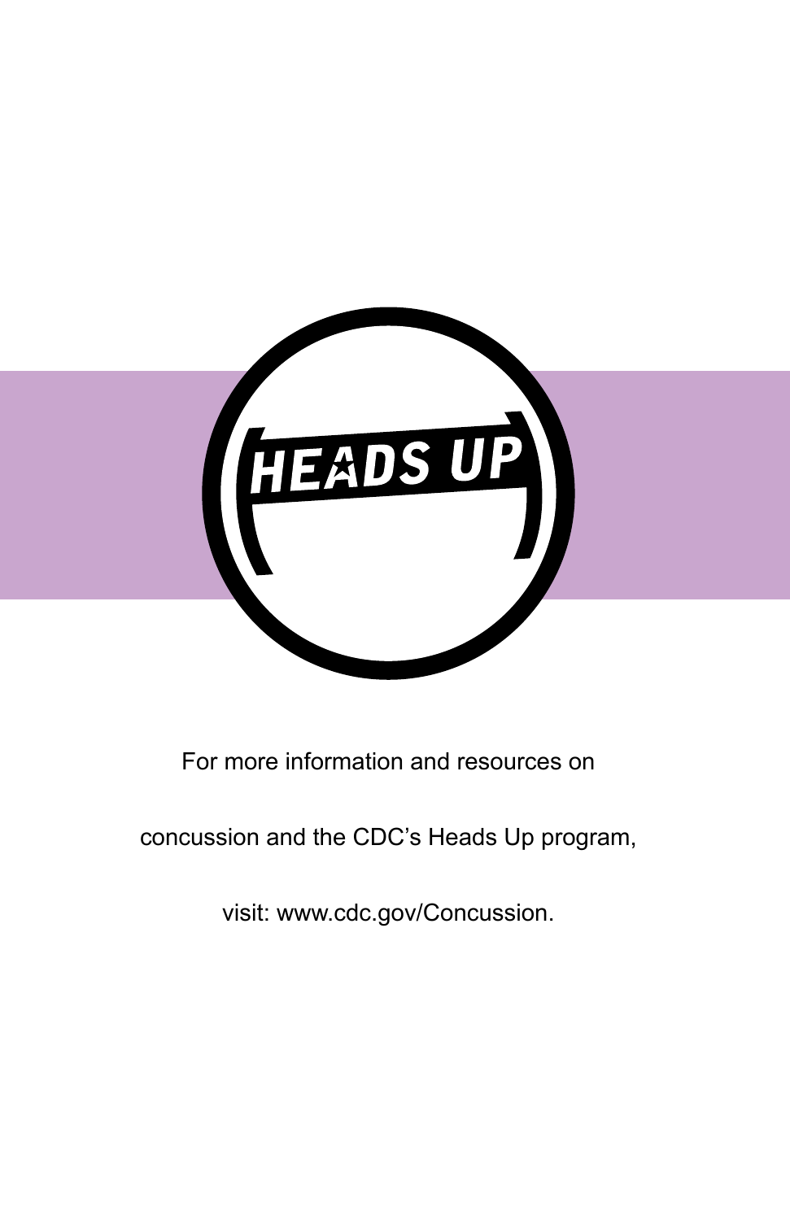HEADS UP

For more information and resources on

concussion and the CDC's Heads Up program,

visit: www.cdc.gov/Concussion.